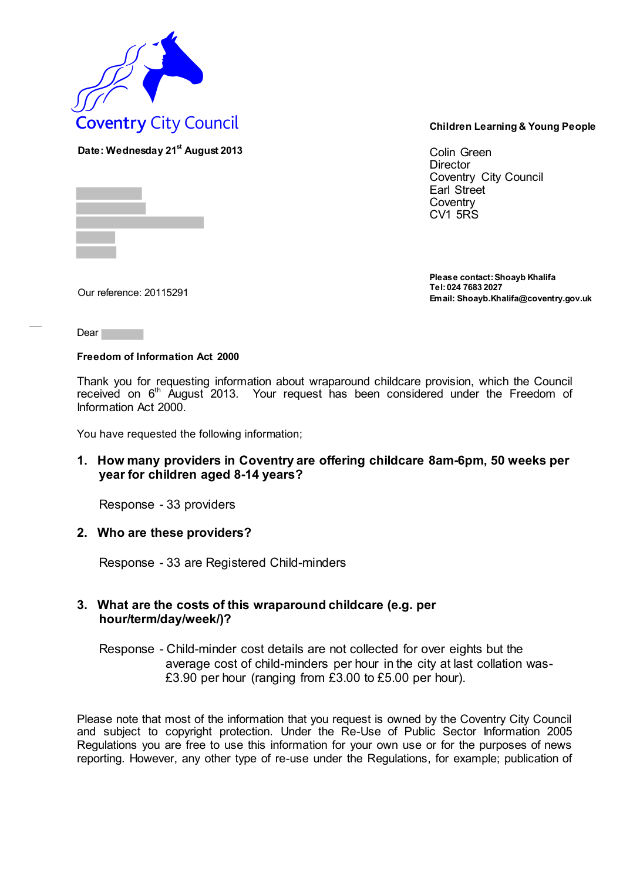Coventry City Council

**Children Learning & Young People**

Colin Green
Director
Coventry City Council
Earl Street
Coventry
CV1 5RS

**Date: Wednesday 21st August 2013**

**Please contact: Shoayb Khalifa**
**Tel: 024 7683 2027**
**Email: Shoayb.Khalifa@coventry.gov.uk**

Our reference: 20115291

Dear

**Freedom of Information Act 2000**

Thank you for requesting information about wraparound childcare provision, which the Council received on 6th August 2013. Your request has been considered under the Freedom of Information Act 2000.

You have requested the following information;

1. **How many providers in Coventry are offering childcare 8am-6pm, 50 weeks per year for children aged 8-14 years?**

   Response - 33 providers

2. **Who are these providers?**

   Response - 33 are Registered Child-minders

3. **What are the costs of this wraparound childcare (e.g. per hour/term/day/week/)?**

   Response - Child-minder cost details are not collected for over eights but the average cost of child-minders per hour in the city at last collation was- £3.90 per hour (ranging from £3.00 to £5.00 per hour).

Please note that most of the information that you request is owned by the Coventry City Council and subject to copyright protection. Under the Re-Use of Public Sector Information 2005 Regulations you are free to use this information for your own use or for the purposes of news reporting. However, any other type of re-use under the Regulations, for example; publication of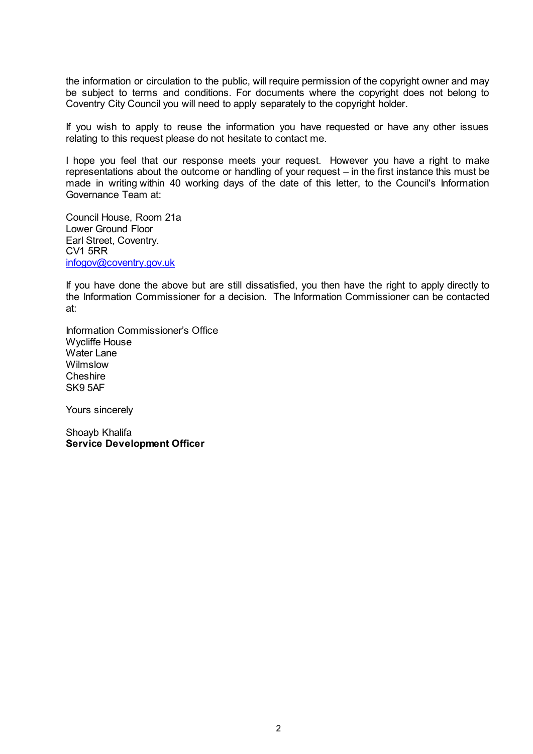the information or circulation to the public, will require permission of the copyright owner and may be subject to terms and conditions. For documents where the copyright does not belong to Coventry City Council you will need to apply separately to the copyright holder.

If you wish to apply to reuse the information you have requested or have any other issues relating to this request please do not hesitate to contact me.

I hope you feel that our response meets your request. However you have a right to make representations about the outcome or handling of your request – in the first instance this must be made in writing within 40 working days of the date of this letter, to the Council's Information Governance Team at:

Council House, Room 21a
Lower Ground Floor
Earl Street, Coventry.
CV1 5RR
infogov@coventry.gov.uk

If you have done the above but are still dissatisfied, you then have the right to apply directly to the Information Commissioner for a decision. The Information Commissioner can be contacted at:

Information Commissioner's Office
Wycliffe House
Water Lane
Wilmslow
Cheshire
SK9 5AF

Yours sincerely

Shoayb Khalifa
**Service Development Officer**